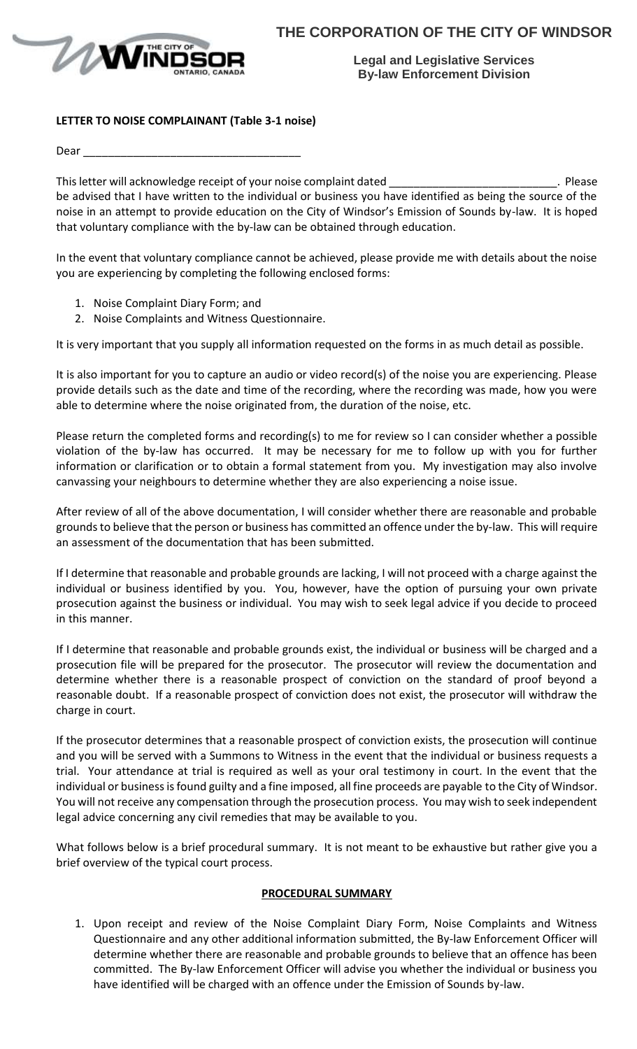# THE CORPORATION OF THE CITY OF WINDSOR

**Legal and Legislative Services**
**By-law Enforcement Division**

**LETTER TO NOISE COMPLAINANT (Table 3-1 noise)**

Dear ___________________________________

This letter will acknowledge receipt of your noise complaint dated ___________________________. Please be advised that I have written to the individual or business you have identified as being the source of the noise in an attempt to provide education on the City of Windsor's Emission of Sounds by-law. It is hoped that voluntary compliance with the by-law can be obtained through education.

In the event that voluntary compliance cannot be achieved, please provide me with details about the noise you are experiencing by completing the following enclosed forms:

1. Noise Complaint Diary Form; and
2. Noise Complaints and Witness Questionnaire.

It is very important that you supply all information requested on the forms in as much detail as possible.

It is also important for you to capture an audio or video record(s) of the noise you are experiencing. Please provide details such as the date and time of the recording, where the recording was made, how you were able to determine where the noise originated from, the duration of the noise, etc.

Please return the completed forms and recording(s) to me for review so I can consider whether a possible violation of the by-law has occurred. It may be necessary for me to follow up with you for further information or clarification or to obtain a formal statement from you. My investigation may also involve canvassing your neighbours to determine whether they are also experiencing a noise issue.

After review of all of the above documentation, I will consider whether there are reasonable and probable grounds to believe that the person or business has committed an offence under the by-law. This will require an assessment of the documentation that has been submitted.

If I determine that reasonable and probable grounds are lacking, I will not proceed with a charge against the individual or business identified by you. You, however, have the option of pursuing your own private prosecution against the business or individual. You may wish to seek legal advice if you decide to proceed in this manner.

If I determine that reasonable and probable grounds exist, the individual or business will be charged and a prosecution file will be prepared for the prosecutor. The prosecutor will review the documentation and determine whether there is a reasonable prospect of conviction on the standard of proof beyond a reasonable doubt. If a reasonable prospect of conviction does not exist, the prosecutor will withdraw the charge in court.

If the prosecutor determines that a reasonable prospect of conviction exists, the prosecution will continue and you will be served with a Summons to Witness in the event that the individual or business requests a trial. Your attendance at trial is required as well as your oral testimony in court. In the event that the individual or business is found guilty and a fine imposed, all fine proceeds are payable to the City of Windsor. You will not receive any compensation through the prosecution process. You may wish to seek independent legal advice concerning any civil remedies that may be available to you.

What follows below is a brief procedural summary. It is not meant to be exhaustive but rather give you a brief overview of the typical court process.

## PROCEDURAL SUMMARY

1. Upon receipt and review of the Noise Complaint Diary Form, Noise Complaints and Witness Questionnaire and any other additional information submitted, the By-law Enforcement Officer will determine whether there are reasonable and probable grounds to believe that an offence has been committed. The By-law Enforcement Officer will advise you whether the individual or business you have identified will be charged with an offence under the Emission of Sounds by-law.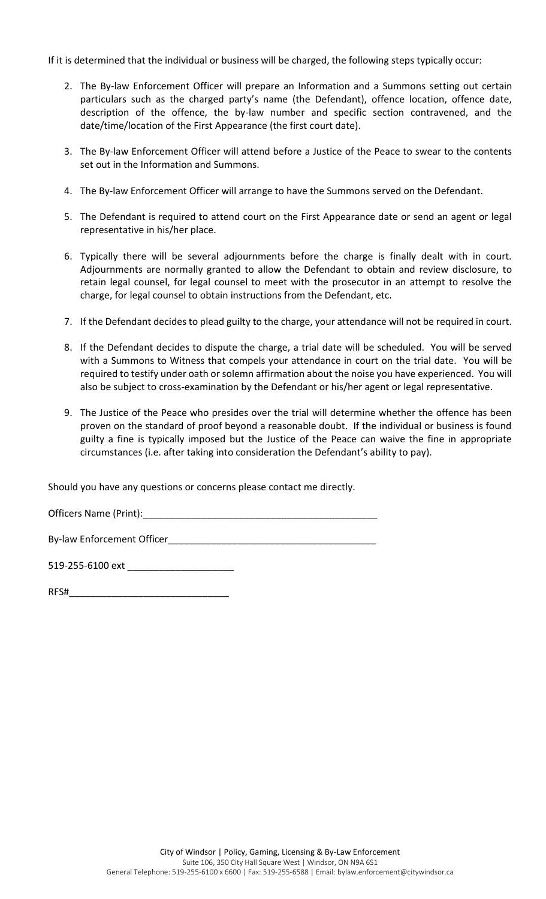If it is determined that the individual or business will be charged, the following steps typically occur:

2. The By-law Enforcement Officer will prepare an Information and a Summons setting out certain particulars such as the charged party's name (the Defendant), offence location, offence date, description of the offence, the by-law number and specific section contravened, and the date/time/location of the First Appearance (the first court date).
3. The By-law Enforcement Officer will attend before a Justice of the Peace to swear to the contents set out in the Information and Summons.
4. The By-law Enforcement Officer will arrange to have the Summons served on the Defendant.
5. The Defendant is required to attend court on the First Appearance date or send an agent or legal representative in his/her place.
6. Typically there will be several adjournments before the charge is finally dealt with in court. Adjournments are normally granted to allow the Defendant to obtain and review disclosure, to retain legal counsel, for legal counsel to meet with the prosecutor in an attempt to resolve the charge, for legal counsel to obtain instructions from the Defendant, etc.
7. If the Defendant decides to plead guilty to the charge, your attendance will not be required in court.
8. If the Defendant decides to dispute the charge, a trial date will be scheduled. You will be served with a Summons to Witness that compels your attendance in court on the trial date. You will be required to testify under oath or solemn affirmation about the noise you have experienced. You will also be subject to cross-examination by the Defendant or his/her agent or legal representative.
9. The Justice of the Peace who presides over the trial will determine whether the offence has been proven on the standard of proof beyond a reasonable doubt. If the individual or business is found guilty a fine is typically imposed but the Justice of the Peace can waive the fine in appropriate circumstances (i.e. after taking into consideration the Defendant's ability to pay).

Should you have any questions or concerns please contact me directly.

Officers Name (Print):_____________________________________________

By-law Enforcement Officer________________________________________

519-255-6100 ext ____________________

RFS#______________________________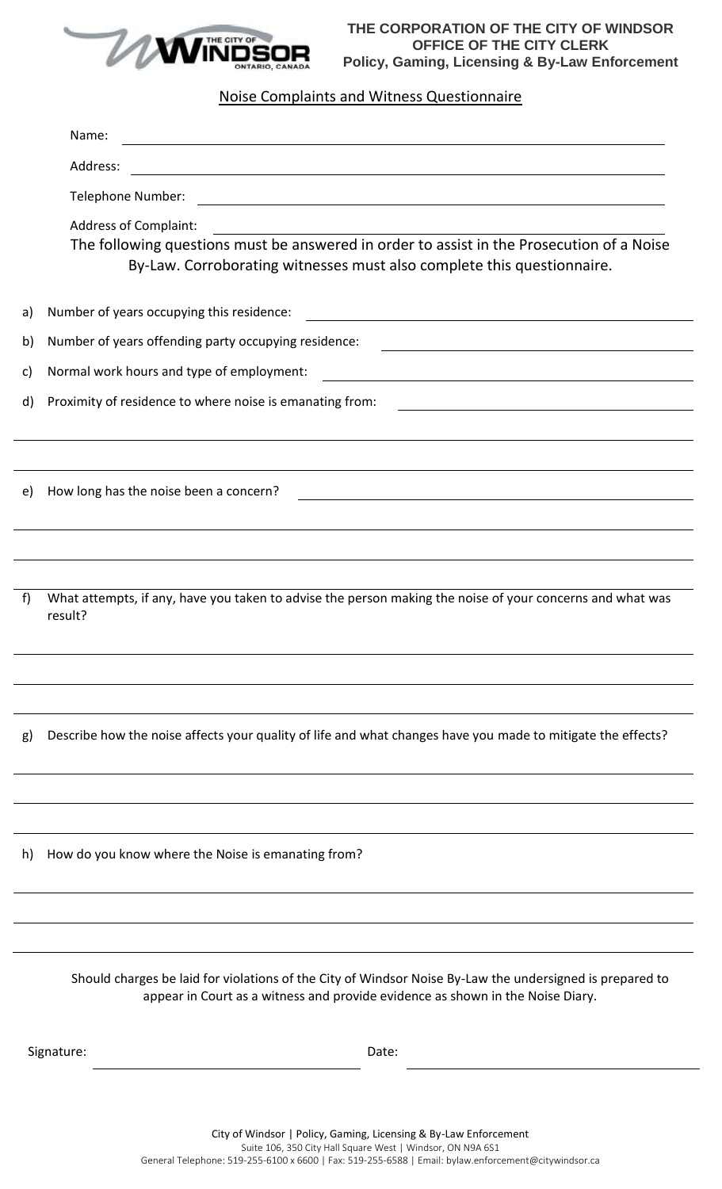**THE CORPORATION OF THE CITY OF WINDSOR**
**OFFICE OF THE CITY CLERK**
**Policy, Gaming, Licensing & By-Law Enforcement**

## Noise Complaints and Witness Questionnaire

Name: ______________________________

Address: ______________________________

Telephone Number: ______________________________

Address of Complaint: ______________________________

The following questions must be answered in order to assist in the Prosecution of a Noise By-Law. Corroborating witnesses must also complete this questionnaire.

a) Number of years occupying this residence: ______________________________

b) Number of years offending party occupying residence: ______________________________

c) Normal work hours and type of employment: ______________________________

d) Proximity of residence to where noise is emanating from: ______________________________

______________________________

______________________________

e) How long has the noise been a concern? ______________________________

______________________________

______________________________

______________________________

f) What attempts, if any, have you taken to advise the person making the noise of your concerns and what was result?

______________________________

______________________________

______________________________

g) Describe how the noise affects your quality of life and what changes have you made to mitigate the effects?

______________________________

______________________________

______________________________

h) How do you know where the Noise is emanating from?

______________________________

______________________________

______________________________

Should charges be laid for violations of the City of Windsor Noise By-Law the undersigned is prepared to appear in Court as a witness and provide evidence as shown in the Noise Diary.

Signature: ______________________ Date: ______________________

City of Windsor | Policy, Gaming, Licensing & By-Law Enforcement
Suite 106, 350 City Hall Square West | Windsor, ON N9A 6S1
General Telephone: 519-255-6100 x 6600 | Fax: 519-255-6588 | Email: bylaw.enforcement@citywindsor.ca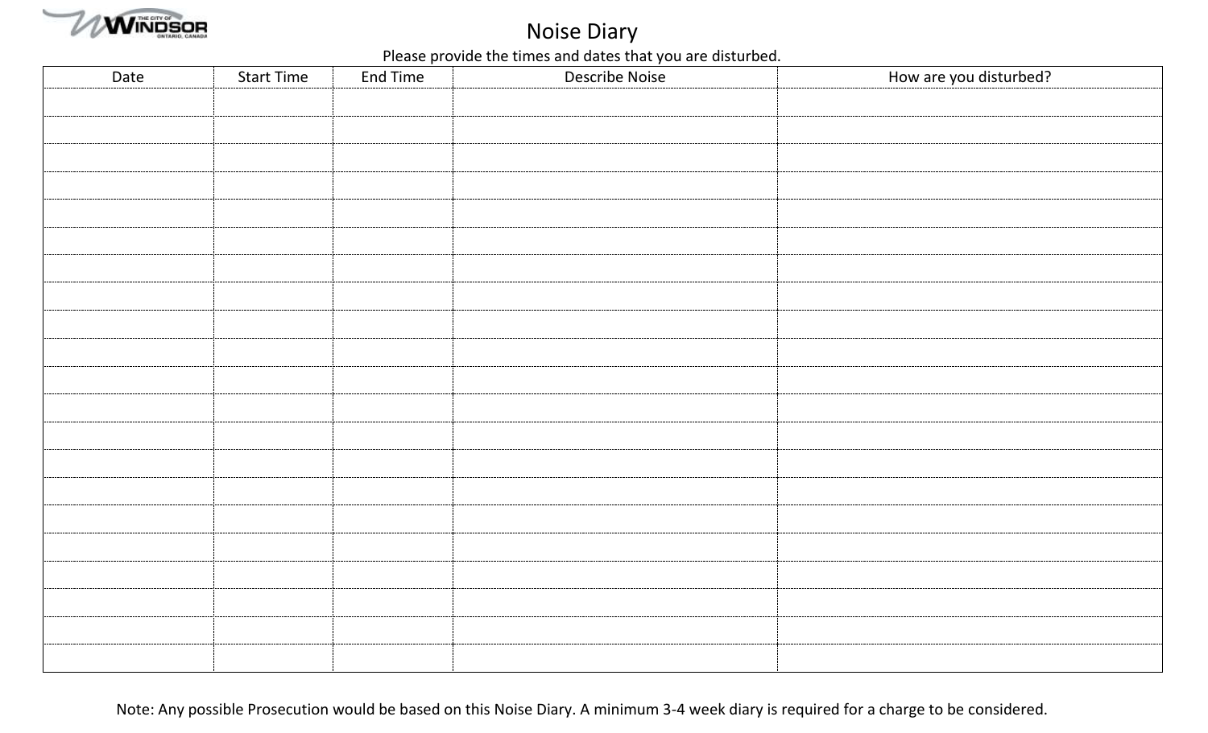# Noise Diary

Please provide the times and dates that you are disturbed.

| Date | Start Time | End Time | Describe Noise | How are you disturbed? |
|---|---|---|---|---|
| | | | | |
| | | | | |
| | | | | |
| | | | | |
| | | | | |
| | | | | |
| | | | | |
| | | | | |
| | | | | |
| | | | | |
| | | | | |
| | | | | |
| | | | | |
| | | | | |
| | | | | |
| | | | | |
| | | | | |
| | | | | |
| | | | | |
| | | | | |
| | | | | |

Note: Any possible Prosecution would be based on this Noise Diary. A minimum 3-4 week diary is required for a charge to be considered.